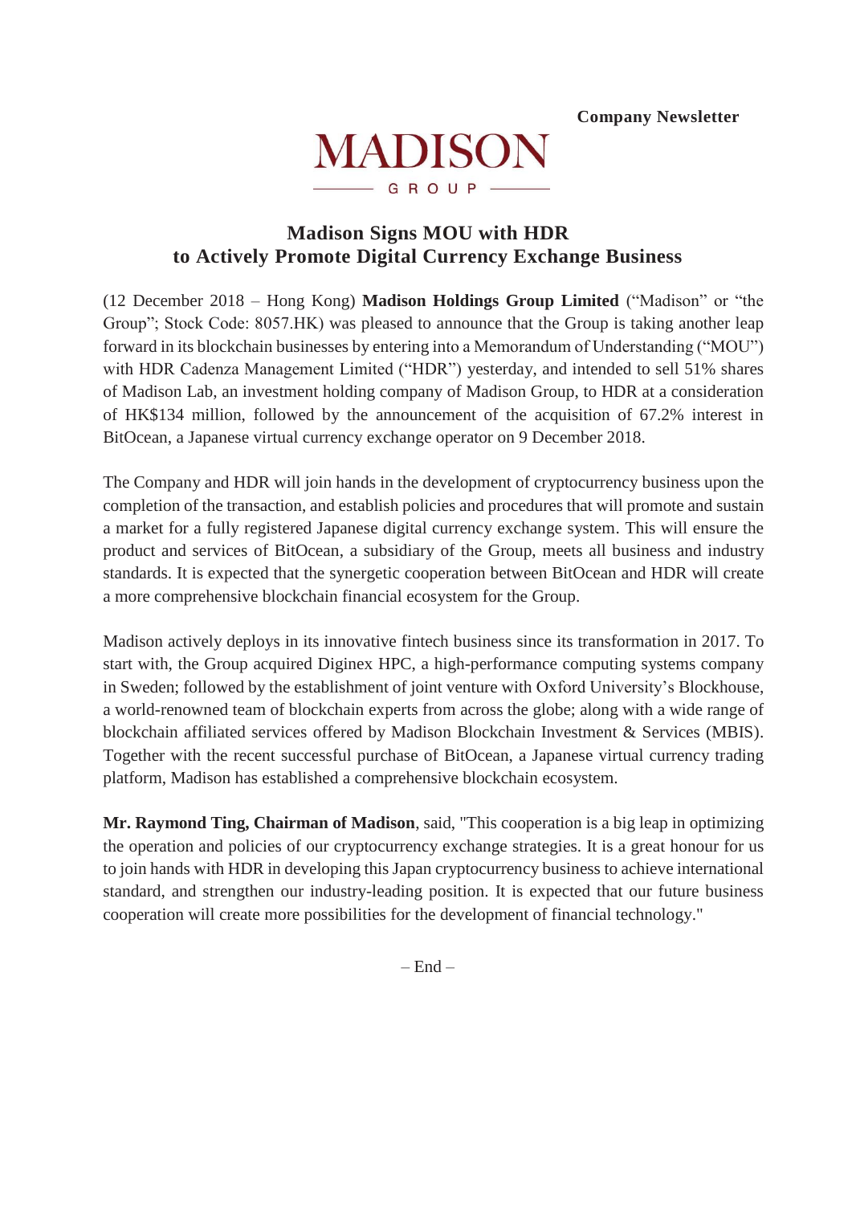**Company Newsletter**

MADISON
GROUP

# Madison Signs MOU with HDR to Actively Promote Digital Currency Exchange Business

(12 December 2018 – Hong Kong) **Madison Holdings Group Limited** ("Madison" or "the Group"; Stock Code: 8057.HK) was pleased to announce that the Group is taking another leap forward in its blockchain businesses by entering into a Memorandum of Understanding ("MOU") with HDR Cadenza Management Limited ("HDR") yesterday, and intended to sell 51% shares of Madison Lab, an investment holding company of Madison Group, to HDR at a consideration of HK$134 million, followed by the announcement of the acquisition of 67.2% interest in BitOcean, a Japanese virtual currency exchange operator on 9 December 2018.

The Company and HDR will join hands in the development of cryptocurrency business upon the completion of the transaction, and establish policies and procedures that will promote and sustain a market for a fully registered Japanese digital currency exchange system. This will ensure the product and services of BitOcean, a subsidiary of the Group, meets all business and industry standards. It is expected that the synergetic cooperation between BitOcean and HDR will create a more comprehensive blockchain financial ecosystem for the Group.

Madison actively deploys in its innovative fintech business since its transformation in 2017. To start with, the Group acquired Diginex HPC, a high-performance computing systems company in Sweden; followed by the establishment of joint venture with Oxford University's Blockhouse, a world-renowned team of blockchain experts from across the globe; along with a wide range of blockchain affiliated services offered by Madison Blockchain Investment & Services (MBIS). Together with the recent successful purchase of BitOcean, a Japanese virtual currency trading platform, Madison has established a comprehensive blockchain ecosystem.

**Mr. Raymond Ting, Chairman of Madison**, said, "This cooperation is a big leap in optimizing the operation and policies of our cryptocurrency exchange strategies. It is a great honour for us to join hands with HDR in developing this Japan cryptocurrency business to achieve international standard, and strengthen our industry-leading position. It is expected that our future business cooperation will create more possibilities for the development of financial technology."

– End –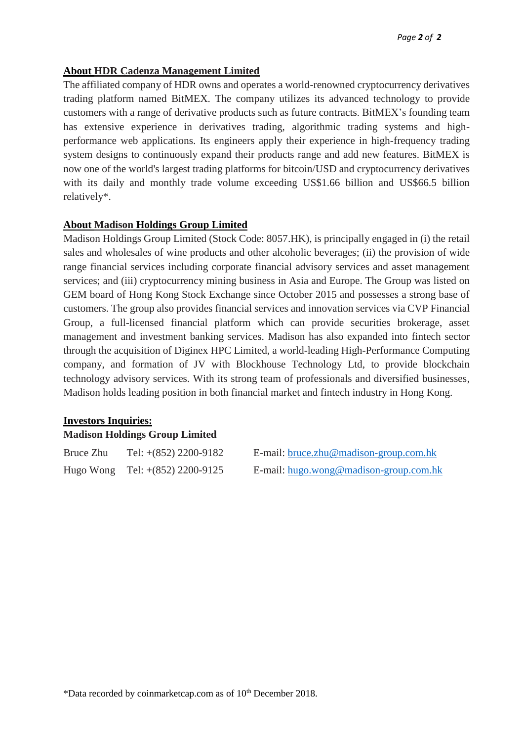## About HDR Cadenza Management Limited

The affiliated company of HDR owns and operates a world-renowned cryptocurrency derivatives trading platform named BitMEX. The company utilizes its advanced technology to provide customers with a range of derivative products such as future contracts. BitMEX's founding team has extensive experience in derivatives trading, algorithmic trading systems and high-performance web applications. Its engineers apply their experience in high-frequency trading system designs to continuously expand their products range and add new features. BitMEX is now one of the world's largest trading platforms for bitcoin/USD and cryptocurrency derivatives with its daily and monthly trade volume exceeding US$1.66 billion and US$66.5 billion relatively*.

## About Madison Holdings Group Limited

Madison Holdings Group Limited (Stock Code: 8057.HK), is principally engaged in (i) the retail sales and wholesales of wine products and other alcoholic beverages; (ii) the provision of wide range financial services including corporate financial advisory services and asset management services; and (iii) cryptocurrency mining business in Asia and Europe. The Group was listed on GEM board of Hong Kong Stock Exchange since October 2015 and possesses a strong base of customers. The group also provides financial services and innovation services via CVP Financial Group, a full-licensed financial platform which can provide securities brokerage, asset management and investment banking services. Madison has also expanded into fintech sector through the acquisition of Diginex HPC Limited, a world-leading High-Performance Computing company, and formation of JV with Blockhouse Technology Ltd, to provide blockchain technology advisory services. With its strong team of professionals and diversified businesses, Madison holds leading position in both financial market and fintech industry in Hong Kong.

## Investors Inquiries:

**Madison Holdings Group Limited**

| | | |
|---|---|---|
| Bruce Zhu | Tel: +(852) 2200-9182 | E-mail: bruce.zhu@madison-group.com.hk |
| Hugo Wong | Tel: +(852) 2200-9125 | E-mail: hugo.wong@madison-group.com.hk |

*Data recorded by coinmarketcap.com as of 10th December 2018.